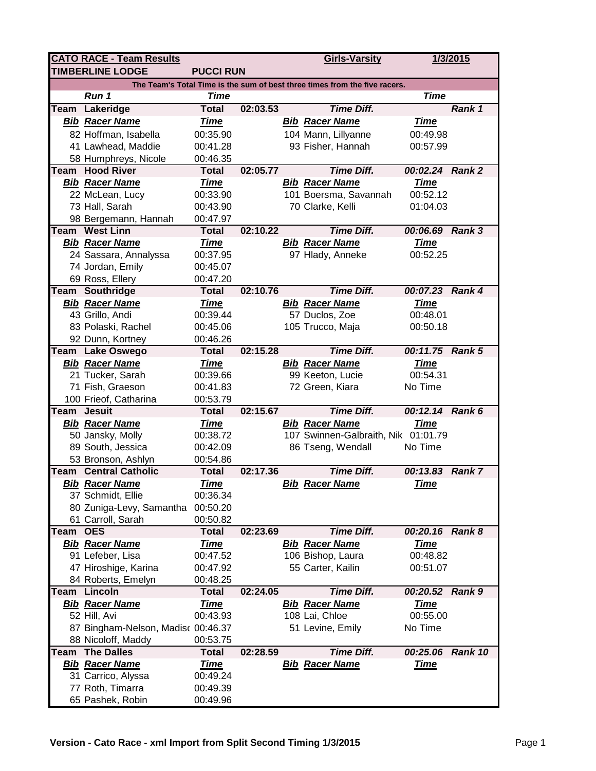| CATO RACE - Team Results | | | | Girls-Varsity | | 1/3/2015 |
|---|---|---|---|---|---|---|
| TIMBERLINE LODGE | | PUCCI RUN | | | | |
| The Team's Total Time is the sum of best three times from the five racers. | | | | | | |
| Run 1 | | Time | | | Time | |
| Team | Lakeridge | Total | 02:03.53 | Time Diff. | | Rank 1 |
| Bib | Racer Name | Time | Bib | Racer Name | Time | |
| 82 | Hoffman, Isabella | 00:35.90 | 104 | Mann, Lillyanne | 00:49.98 | |
| 41 | Lawhead, Maddie | 00:41.28 | 93 | Fisher, Hannah | 00:57.99 | |
| 58 | Humphreys, Nicole | 00:46.35 | | | | |
| Team | Hood River | Total | 02:05.77 | Time Diff. | 00:02.24 | Rank 2 |
| Bib | Racer Name | Time | Bib | Racer Name | Time | |
| 22 | McLean, Lucy | 00:33.90 | 101 | Boersma, Savannah | 00:52.12 | |
| 73 | Hall, Sarah | 00:43.90 | 70 | Clarke, Kelli | 01:04.03 | |
| 98 | Bergemann, Hannah | 00:47.97 | | | | |
| Team | West Linn | Total | 02:10.22 | Time Diff. | 00:06.69 | Rank 3 |
| Bib | Racer Name | Time | Bib | Racer Name | Time | |
| 24 | Sassara, Annalyssa | 00:37.95 | 97 | Hlady, Anneke | 00:52.25 | |
| 74 | Jordan, Emily | 00:45.07 | | | | |
| 69 | Ross, Ellery | 00:47.20 | | | | |
| Team | Southridge | Total | 02:10.76 | Time Diff. | 00:07.23 | Rank 4 |
| Bib | Racer Name | Time | Bib | Racer Name | Time | |
| 43 | Grillo, Andi | 00:39.44 | 57 | Duclos, Zoe | 00:48.01 | |
| 83 | Polaski, Rachel | 00:45.06 | 105 | Trucco, Maja | 00:50.18 | |
| 92 | Dunn, Kortney | 00:46.26 | | | | |
| Team | Lake Oswego | Total | 02:15.28 | Time Diff. | 00:11.75 | Rank 5 |
| Bib | Racer Name | Time | Bib | Racer Name | Time | |
| 21 | Tucker, Sarah | 00:39.66 | 99 | Keeton, Lucie | 00:54.31 | |
| 71 | Fish, Graeson | 00:41.83 | 72 | Green, Kiara | No Time | |
| 100 | Frieof, Catharina | 00:53.79 | | | | |
| Team | Jesuit | Total | 02:15.67 | Time Diff. | 00:12.14 | Rank 6 |
| Bib | Racer Name | Time | Bib | Racer Name | Time | |
| 50 | Jansky, Molly | 00:38.72 | 107 | Swinnen-Galbraith, Nik | 01:01.79 | |
| 89 | South, Jessica | 00:42.09 | 86 | Tseng, Wendall | No Time | |
| 53 | Bronson, Ashlyn | 00:54.86 | | | | |
| Team | Central Catholic | Total | 02:17.36 | Time Diff. | 00:13.83 | Rank 7 |
| Bib | Racer Name | Time | Bib | Racer Name | Time | |
| 37 | Schmidt, Ellie | 00:36.34 | | | | |
| 80 | Zuniga-Levy, Samantha | 00:50.20 | | | | |
| 61 | Carroll, Sarah | 00:50.82 | | | | |
| Team | OES | Total | 02:23.69 | Time Diff. | 00:20.16 | Rank 8 |
| Bib | Racer Name | Time | Bib | Racer Name | Time | |
| 91 | Lefeber, Lisa | 00:47.52 | 106 | Bishop, Laura | 00:48.82 | |
| 47 | Hiroshige, Karina | 00:47.92 | 55 | Carter, Kailin | 00:51.07 | |
| 84 | Roberts, Emelyn | 00:48.25 | | | | |
| Team | Lincoln | Total | 02:24.05 | Time Diff. | 00:20.52 | Rank 9 |
| Bib | Racer Name | Time | Bib | Racer Name | Time | |
| 52 | Hill, Avi | 00:43.93 | 108 | Lai, Chloe | 00:55.00 | |
| 87 | Bingham-Nelson, Madis( | 00:46.37 | 51 | Levine, Emily | No Time | |
| 88 | Nicoloff, Maddy | 00:53.75 | | | | |
| Team | The Dalles | Total | 02:28.59 | Time Diff. | 00:25.06 | Rank 10 |
| Bib | Racer Name | Time | Bib | Racer Name | Time | |
| 31 | Carrico, Alyssa | 00:49.24 | | | | |
| 77 | Roth, Timarra | 00:49.39 | | | | |
| 65 | Pashek, Robin | 00:49.96 | | | | |

**Version - Cato Race - xml Import from Split Second Timing 1/3/2015**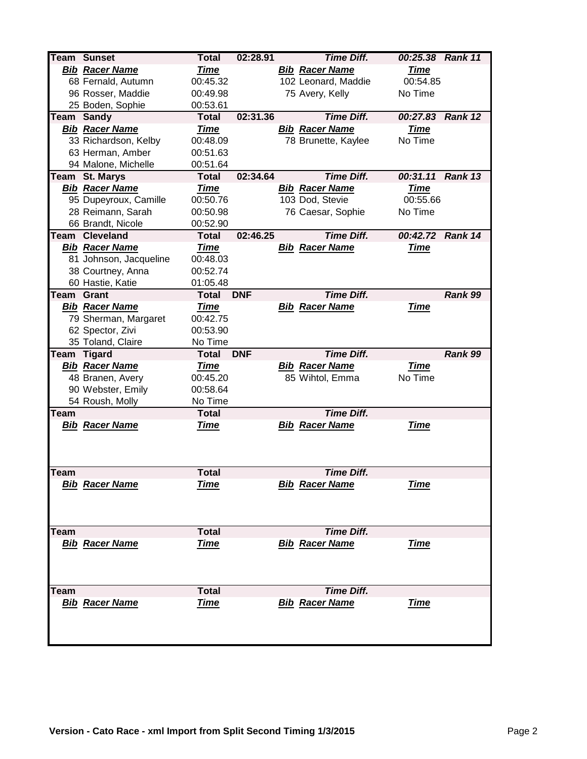| Team | Sunset | Total | 02:28.91 | | Time Diff. | 00:25.38 | Rank 11 |
|---|---|---|---|---|---|---|---|
| Bib | Racer Name | Time | | Bib | Racer Name | Time | |
| 68 | Fernald, Autumn | 00:45.32 | | 102 | Leonard, Maddie | 00:54.85 | |
| 96 | Rosser, Maddie | 00:49.98 | | 75 | Avery, Kelly | No Time | |
| 25 | Boden, Sophie | 00:53.61 | | | | | |

| Team | Sandy | Total | 02:31.36 | | Time Diff. | 00:27.83 | Rank 12 |
|---|---|---|---|---|---|---|---|
| Bib | Racer Name | Time | | Bib | Racer Name | Time | |
| 33 | Richardson, Kelby | 00:48.09 | | 78 | Brunette, Kaylee | No Time | |
| 63 | Herman, Amber | 00:51.63 | | | | | |
| 94 | Malone, Michelle | 00:51.64 | | | | | |

| Team | St. Marys | Total | 02:34.64 | | Time Diff. | 00:31.11 | Rank 13 |
|---|---|---|---|---|---|---|---|
| Bib | Racer Name | Time | | Bib | Racer Name | Time | |
| 95 | Dupeyroux, Camille | 00:50.76 | | 103 | Dod, Stevie | 00:55.66 | |
| 28 | Reimann, Sarah | 00:50.98 | | 76 | Caesar, Sophie | No Time | |
| 66 | Brandt, Nicole | 00:52.90 | | | | | |

| Team | Cleveland | Total | 02:46.25 | | Time Diff. | 00:42.72 | Rank 14 |
|---|---|---|---|---|---|---|---|
| Bib | Racer Name | Time | | Bib | Racer Name | Time | |
| 81 | Johnson, Jacqueline | 00:48.03 | | | | | |
| 38 | Courtney, Anna | 00:52.74 | | | | | |
| 60 | Hastie, Katie | 01:05.48 | | | | | |

| Team | Grant | Total | DNF | | Time Diff. | | Rank 99 |
|---|---|---|---|---|---|---|---|
| Bib | Racer Name | Time | | Bib | Racer Name | Time | |
| 79 | Sherman, Margaret | 00:42.75 | | | | | |
| 62 | Spector, Zivi | 00:53.90 | | | | | |
| 35 | Toland, Claire | No Time | | | | | |

| Team | Tigard | Total | DNF | | Time Diff. | | Rank 99 |
|---|---|---|---|---|---|---|---|
| Bib | Racer Name | Time | | Bib | Racer Name | Time | |
| 48 | Branen, Avery | 00:45.20 | | 85 | Wihtol, Emma | No Time | |
| 90 | Webster, Emily | 00:58.64 | | | | | |
| 54 | Roush, Molly | No Time | | | | | |

| Team | | Total | | | Time Diff. | | |
|---|---|---|---|---|---|---|---|
| Bib | Racer Name | Time | | Bib | Racer Name | Time | |

| Team | | Total | | | Time Diff. | | |
|---|---|---|---|---|---|---|---|
| Bib | Racer Name | Time | | Bib | Racer Name | Time | |

| Team | | Total | | | Time Diff. | | |
|---|---|---|---|---|---|---|---|
| Bib | Racer Name | Time | | Bib | Racer Name | Time | |

| Team | | Total | | | Time Diff. | | |
|---|---|---|---|---|---|---|---|
| Bib | Racer Name | Time | | Bib | Racer Name | Time | |

**Version - Cato Race - xml Import from Split Second Timing 1/3/2015**